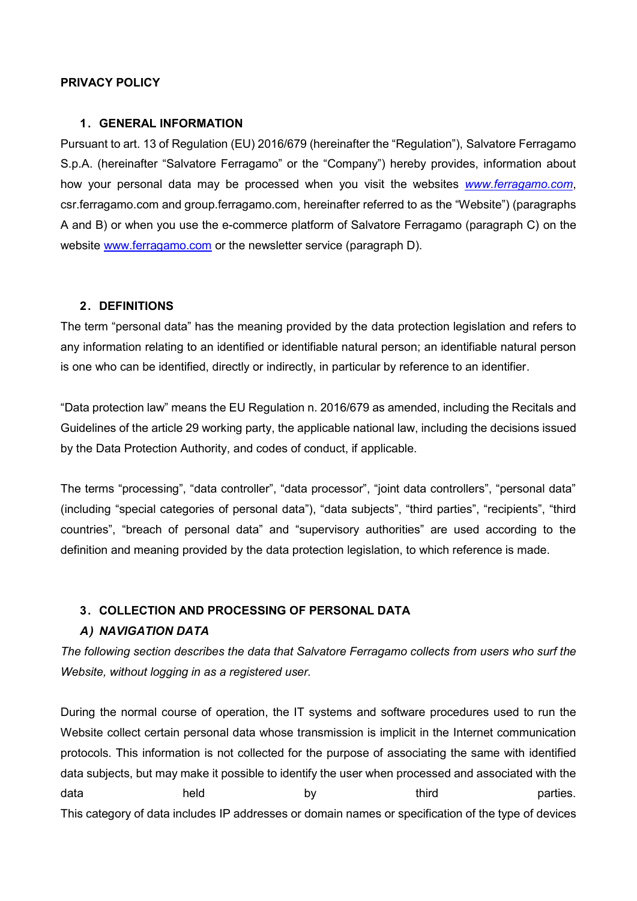# PRIVACY POLICY

## 1. GENERAL INFORMATION

Pursuant to art. 13 of Regulation (EU) 2016/679 (hereinafter the "Regulation"), Salvatore Ferragamo S.p.A. (hereinafter "Salvatore Ferragamo" or the "Company") hereby provides, information about how your personal data may be processed when you visit the websites *www.ferragamo.com*, csr.ferragamo.com and group.ferragamo.com, hereinafter referred to as the "Website") (paragraphs A and B) or when you use the e-commerce platform of Salvatore Ferragamo (paragraph C) on the website www.ferragamo.com or the newsletter service (paragraph D).

## 2. DEFINITIONS

The term "personal data" has the meaning provided by the data protection legislation and refers to any information relating to an identified or identifiable natural person; an identifiable natural person is one who can be identified, directly or indirectly, in particular by reference to an identifier.

"Data protection law" means the EU Regulation n. 2016/679 as amended, including the Recitals and Guidelines of the article 29 working party, the applicable national law, including the decisions issued by the Data Protection Authority, and codes of conduct, if applicable.

The terms "processing", "data controller", "data processor", "joint data controllers", "personal data" (including "special categories of personal data"), "data subjects", "third parties", "recipients", "third countries", "breach of personal data" and "supervisory authorities" are used according to the definition and meaning provided by the data protection legislation, to which reference is made.

## 3. COLLECTION AND PROCESSING OF PERSONAL DATA

### *A) NAVIGATION DATA*

*The following section describes the data that Salvatore Ferragamo collects from users who surf the Website, without logging in as a registered user.*

During the normal course of operation, the IT systems and software procedures used to run the Website collect certain personal data whose transmission is implicit in the Internet communication protocols. This information is not collected for the purpose of associating the same with identified data subjects, but may make it possible to identify the user when processed and associated with the data held by third parties.
This category of data includes IP addresses or domain names or specification of the type of devices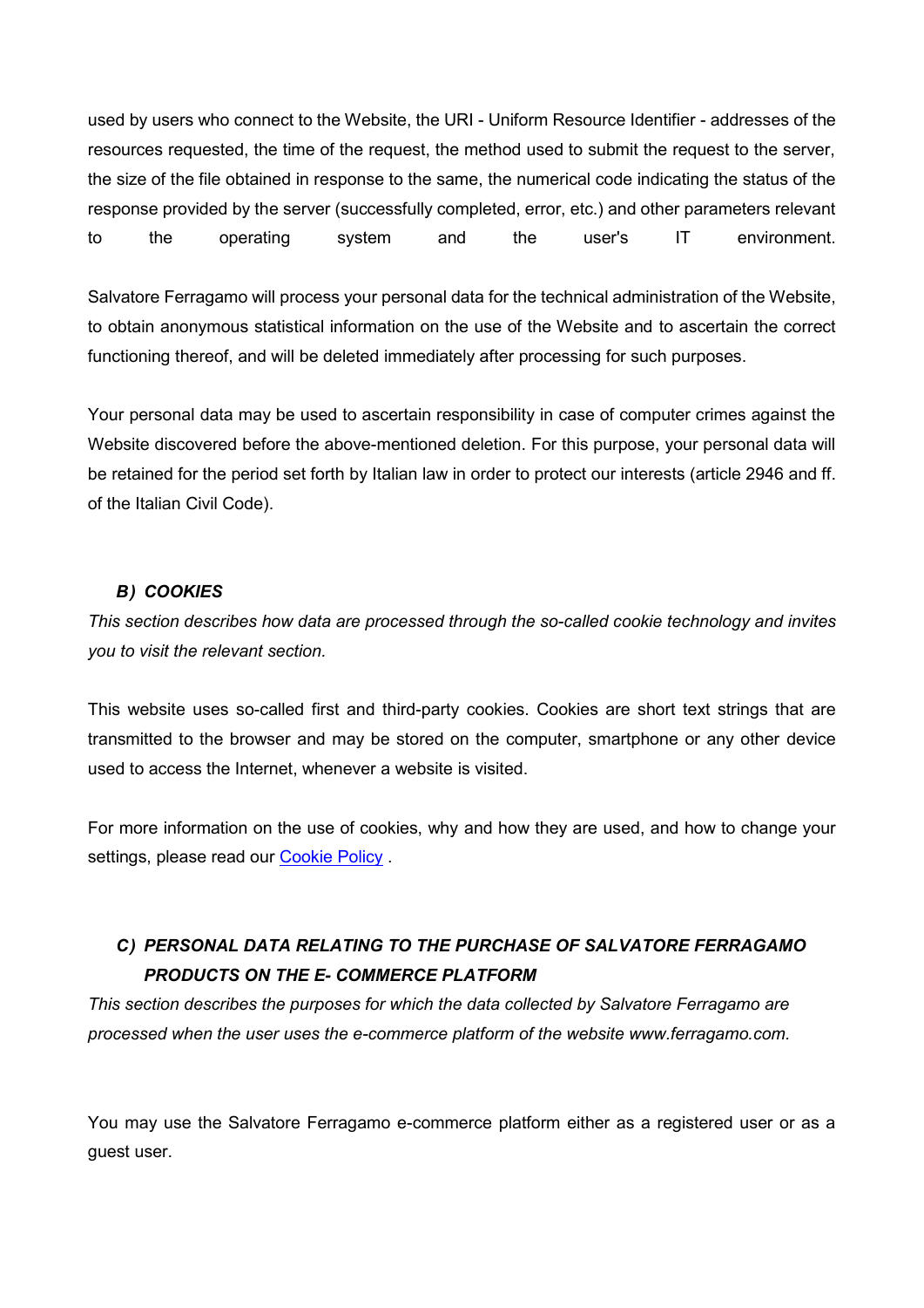used by users who connect to the Website, the URI - Uniform Resource Identifier - addresses of the resources requested, the time of the request, the method used to submit the request to the server, the size of the file obtained in response to the same, the numerical code indicating the status of the response provided by the server (successfully completed, error, etc.) and other parameters relevant to the operating system and the user's IT environment.

Salvatore Ferragamo will process your personal data for the technical administration of the Website, to obtain anonymous statistical information on the use of the Website and to ascertain the correct functioning thereof, and will be deleted immediately after processing for such purposes.

Your personal data may be used to ascertain responsibility in case of computer crimes against the Website discovered before the above-mentioned deletion. For this purpose, your personal data will be retained for the period set forth by Italian law in order to protect our interests (article 2946 and ff. of the Italian Civil Code).

### *B) COOKIES*

*This section describes how data are processed through the so-called cookie technology and invites you to visit the relevant section.*

This website uses so-called first and third-party cookies. Cookies are short text strings that are transmitted to the browser and may be stored on the computer, smartphone or any other device used to access the Internet, whenever a website is visited.

For more information on the use of cookies, why and how they are used, and how to change your settings, please read our Cookie Policy .

### *C) PERSONAL DATA RELATING TO THE PURCHASE OF SALVATORE FERRAGAMO PRODUCTS ON THE E- COMMERCE PLATFORM*

*This section describes the purposes for which the data collected by Salvatore Ferragamo are processed when the user uses the e-commerce platform of the website www.ferragamo.com.*

You may use the Salvatore Ferragamo e-commerce platform either as a registered user or as a guest user.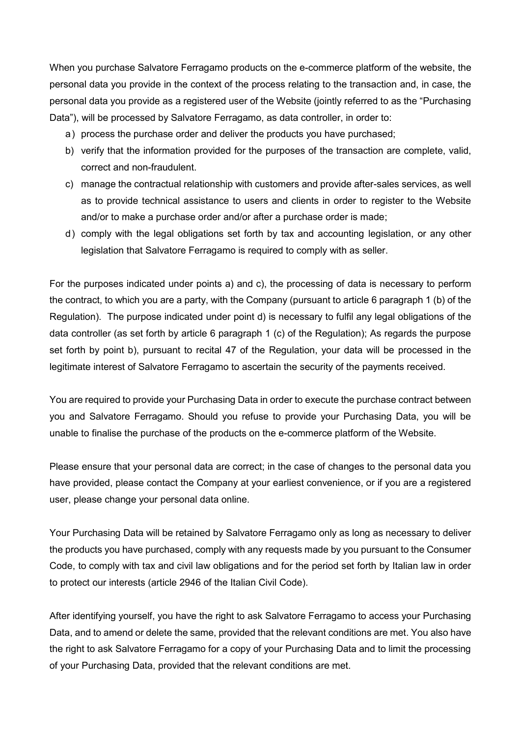When you purchase Salvatore Ferragamo products on the e-commerce platform of the website, the personal data you provide in the context of the process relating to the transaction and, in case, the personal data you provide as a registered user of the Website (jointly referred to as the "Purchasing Data"), will be processed by Salvatore Ferragamo, as data controller, in order to:

a) process the purchase order and deliver the products you have purchased;
b) verify that the information provided for the purposes of the transaction are complete, valid, correct and non-fraudulent.
c) manage the contractual relationship with customers and provide after-sales services, as well as to provide technical assistance to users and clients in order to register to the Website and/or to make a purchase order and/or after a purchase order is made;
d) comply with the legal obligations set forth by tax and accounting legislation, or any other legislation that Salvatore Ferragamo is required to comply with as seller.

For the purposes indicated under points a) and c), the processing of data is necessary to perform the contract, to which you are a party, with the Company (pursuant to article 6 paragraph 1 (b) of the Regulation). The purpose indicated under point d) is necessary to fulfil any legal obligations of the data controller (as set forth by article 6 paragraph 1 (c) of the Regulation); As regards the purpose set forth by point b), pursuant to recital 47 of the Regulation, your data will be processed in the legitimate interest of Salvatore Ferragamo to ascertain the security of the payments received.

You are required to provide your Purchasing Data in order to execute the purchase contract between you and Salvatore Ferragamo. Should you refuse to provide your Purchasing Data, you will be unable to finalise the purchase of the products on the e-commerce platform of the Website.

Please ensure that your personal data are correct; in the case of changes to the personal data you have provided, please contact the Company at your earliest convenience, or if you are a registered user, please change your personal data online.

Your Purchasing Data will be retained by Salvatore Ferragamo only as long as necessary to deliver the products you have purchased, comply with any requests made by you pursuant to the Consumer Code, to comply with tax and civil law obligations and for the period set forth by Italian law in order to protect our interests (article 2946 of the Italian Civil Code).

After identifying yourself, you have the right to ask Salvatore Ferragamo to access your Purchasing Data, and to amend or delete the same, provided that the relevant conditions are met. You also have the right to ask Salvatore Ferragamo for a copy of your Purchasing Data and to limit the processing of your Purchasing Data, provided that the relevant conditions are met.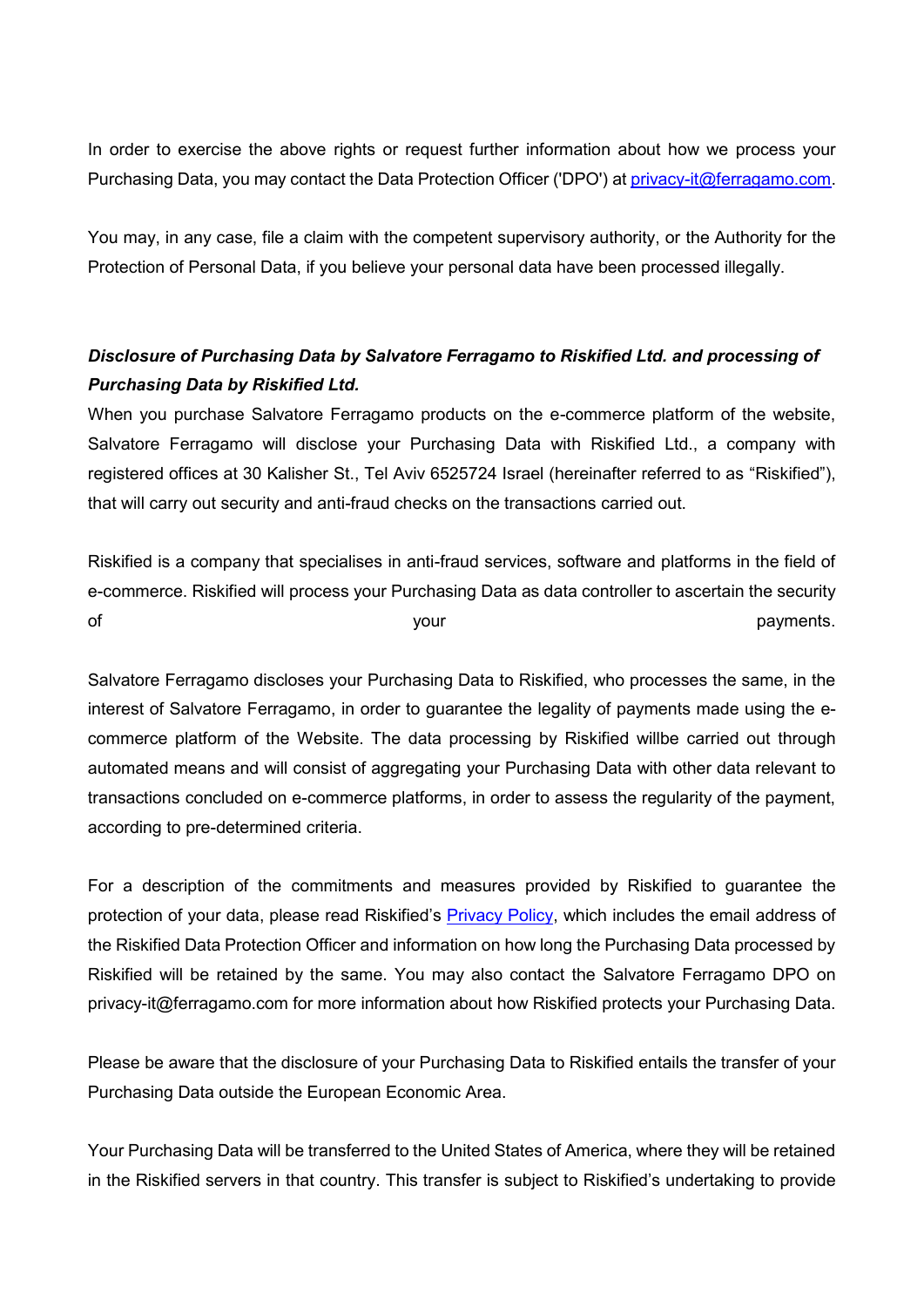In order to exercise the above rights or request further information about how we process your Purchasing Data, you may contact the Data Protection Officer ('DPO') at privacy-it@ferragamo.com.

You may, in any case, file a claim with the competent supervisory authority, or the Authority for the Protection of Personal Data, if you believe your personal data have been processed illegally.

***Disclosure of Purchasing Data by Salvatore Ferragamo to Riskified Ltd. and processing of Purchasing Data by Riskified Ltd.***

When you purchase Salvatore Ferragamo products on the e-commerce platform of the website, Salvatore Ferragamo will disclose your Purchasing Data with Riskified Ltd., a company with registered offices at 30 Kalisher St., Tel Aviv 6525724 Israel (hereinafter referred to as "Riskified"), that will carry out security and anti-fraud checks on the transactions carried out.

Riskified is a company that specialises in anti-fraud services, software and platforms in the field of e-commerce. Riskified will process your Purchasing Data as data controller to ascertain the security of your payments.

Salvatore Ferragamo discloses your Purchasing Data to Riskified, who processes the same, in the interest of Salvatore Ferragamo, in order to guarantee the legality of payments made using the e-commerce platform of the Website. The data processing by Riskified willbe carried out through automated means and will consist of aggregating your Purchasing Data with other data relevant to transactions concluded on e-commerce platforms, in order to assess the regularity of the payment, according to pre-determined criteria.

For a description of the commitments and measures provided by Riskified to guarantee the protection of your data, please read Riskified's Privacy Policy, which includes the email address of the Riskified Data Protection Officer and information on how long the Purchasing Data processed by Riskified will be retained by the same. You may also contact the Salvatore Ferragamo DPO on privacy-it@ferragamo.com for more information about how Riskified protects your Purchasing Data.

Please be aware that the disclosure of your Purchasing Data to Riskified entails the transfer of your Purchasing Data outside the European Economic Area.

Your Purchasing Data will be transferred to the United States of America, where they will be retained in the Riskified servers in that country. This transfer is subject to Riskified's undertaking to provide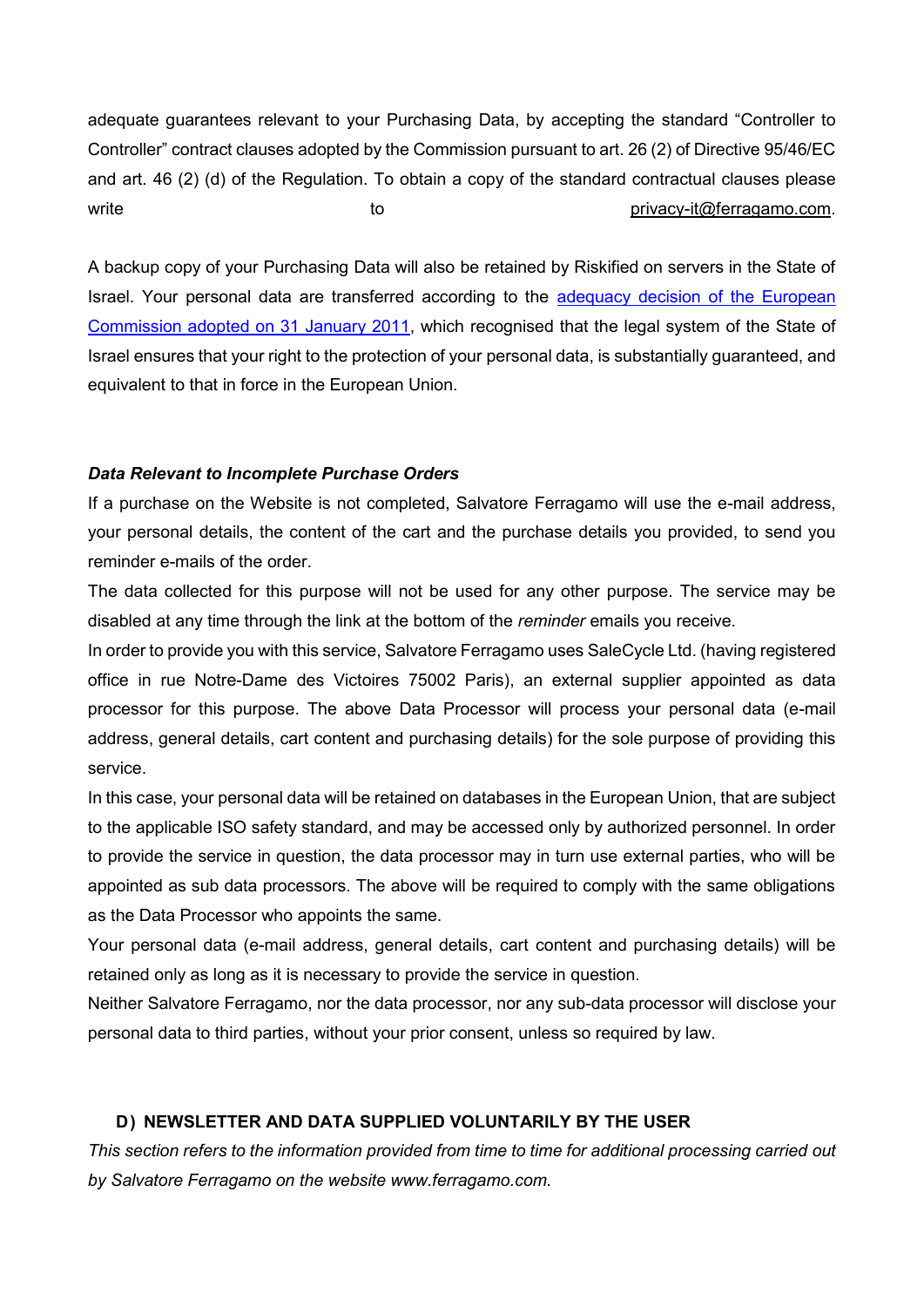adequate guarantees relevant to your Purchasing Data, by accepting the standard "Controller to Controller" contract clauses adopted by the Commission pursuant to art. 26 (2) of Directive 95/46/EC and art. 46 (2) (d) of the Regulation. To obtain a copy of the standard contractual clauses please write to privacy-it@ferragamo.com.

A backup copy of your Purchasing Data will also be retained by Riskified on servers in the State of Israel. Your personal data are transferred according to the adequacy decision of the European Commission adopted on 31 January 2011, which recognised that the legal system of the State of Israel ensures that your right to the protection of your personal data, is substantially guaranteed, and equivalent to that in force in the European Union.

***Data Relevant to Incomplete Purchase Orders***

If a purchase on the Website is not completed, Salvatore Ferragamo will use the e-mail address, your personal details, the content of the cart and the purchase details you provided, to send you reminder e-mails of the order.

The data collected for this purpose will not be used for any other purpose. The service may be disabled at any time through the link at the bottom of the *reminder* emails you receive.

In order to provide you with this service, Salvatore Ferragamo uses SaleCycle Ltd. (having registered office in rue Notre-Dame des Victoires 75002 Paris), an external supplier appointed as data processor for this purpose. The above Data Processor will process your personal data (e-mail address, general details, cart content and purchasing details) for the sole purpose of providing this service.

In this case, your personal data will be retained on databases in the European Union, that are subject to the applicable ISO safety standard, and may be accessed only by authorized personnel. In order to provide the service in question, the data processor may in turn use external parties, who will be appointed as sub data processors. The above will be required to comply with the same obligations as the Data Processor who appoints the same.

Your personal data (e-mail address, general details, cart content and purchasing details) will be retained only as long as it is necessary to provide the service in question.

Neither Salvatore Ferragamo, nor the data processor, nor any sub-data processor will disclose your personal data to third parties, without your prior consent, unless so required by law.

## D) NEWSLETTER AND DATA SUPPLIED VOLUNTARILY BY THE USER

*This section refers to the information provided from time to time for additional processing carried out by Salvatore Ferragamo on the website www.ferragamo.com.*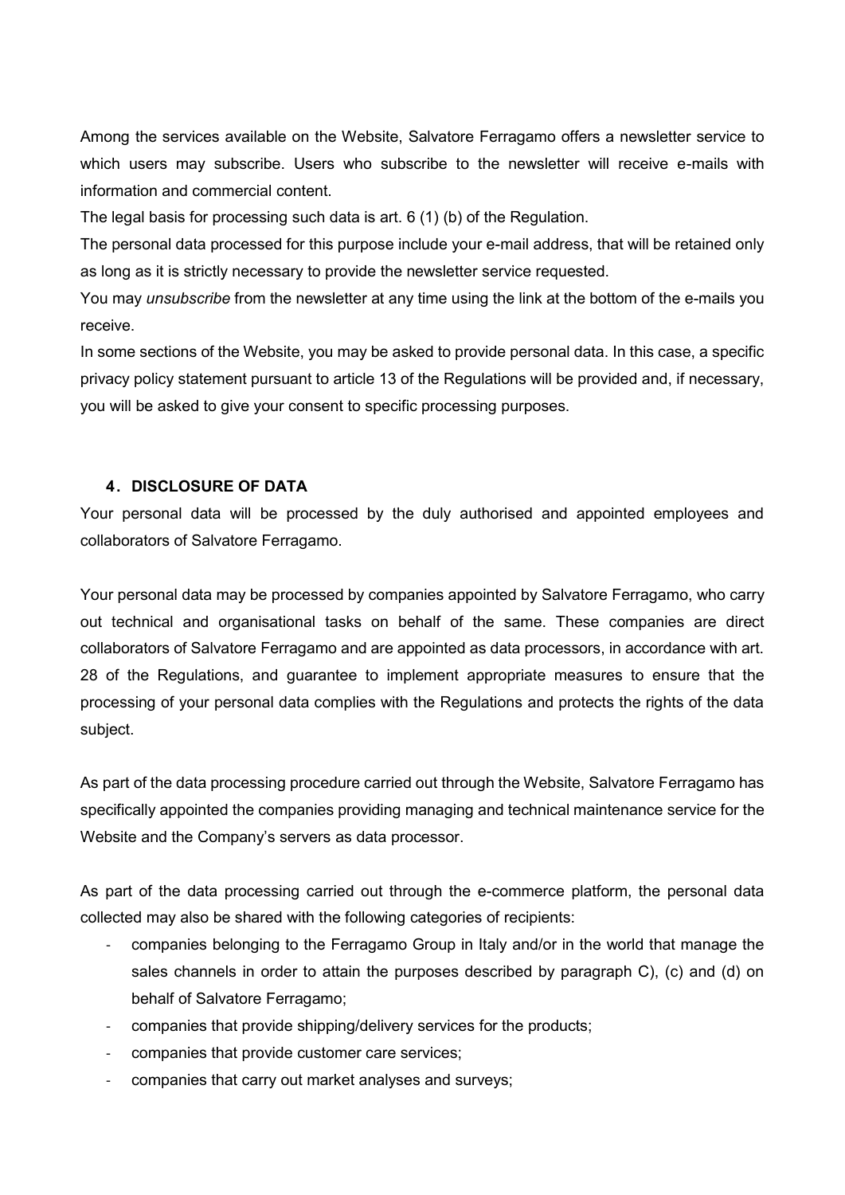Among the services available on the Website, Salvatore Ferragamo offers a newsletter service to which users may subscribe. Users who subscribe to the newsletter will receive e-mails with information and commercial content.

The legal basis for processing such data is art. 6 (1) (b) of the Regulation.

The personal data processed for this purpose include your e-mail address, that will be retained only as long as it is strictly necessary to provide the newsletter service requested.

You may *unsubscribe* from the newsletter at any time using the link at the bottom of the e-mails you receive.

In some sections of the Website, you may be asked to provide personal data. In this case, a specific privacy policy statement pursuant to article 13 of the Regulations will be provided and, if necessary, you will be asked to give your consent to specific processing purposes.

#### 4. DISCLOSURE OF DATA

Your personal data will be processed by the duly authorised and appointed employees and collaborators of Salvatore Ferragamo.

Your personal data may be processed by companies appointed by Salvatore Ferragamo, who carry out technical and organisational tasks on behalf of the same. These companies are direct collaborators of Salvatore Ferragamo and are appointed as data processors, in accordance with art. 28 of the Regulations, and guarantee to implement appropriate measures to ensure that the processing of your personal data complies with the Regulations and protects the rights of the data subject.

As part of the data processing procedure carried out through the Website, Salvatore Ferragamo has specifically appointed the companies providing managing and technical maintenance service for the Website and the Company's servers as data processor.

As part of the data processing carried out through the e-commerce platform, the personal data collected may also be shared with the following categories of recipients:

- companies belonging to the Ferragamo Group in Italy and/or in the world that manage the sales channels in order to attain the purposes described by paragraph C), (c) and (d) on behalf of Salvatore Ferragamo;
- companies that provide shipping/delivery services for the products;
- companies that provide customer care services;
- companies that carry out market analyses and surveys;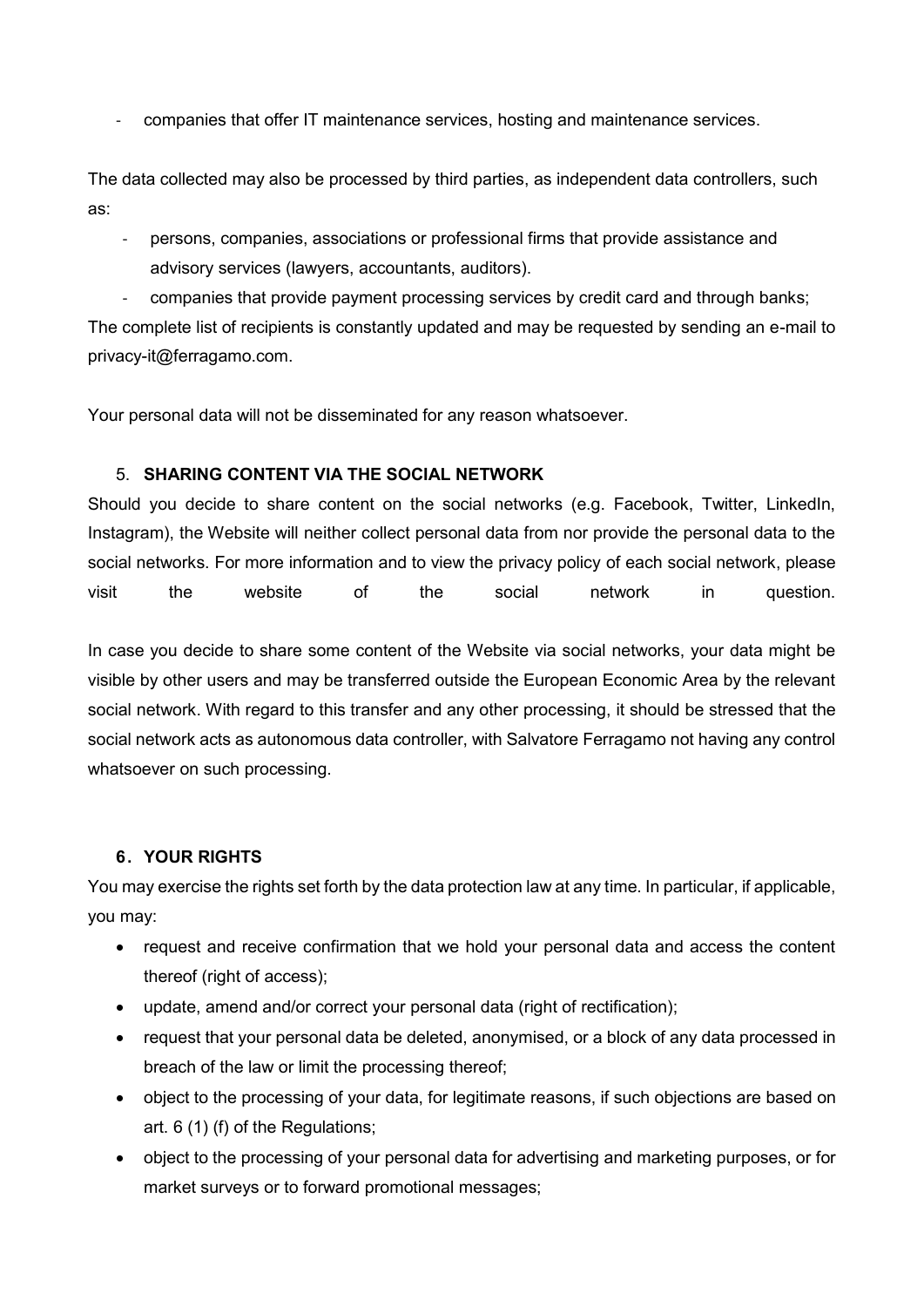- companies that offer IT maintenance services, hosting and maintenance services.

The data collected may also be processed by third parties, as independent data controllers, such as:

- persons, companies, associations or professional firms that provide assistance and advisory services (lawyers, accountants, auditors).
- companies that provide payment processing services by credit card and through banks;

The complete list of recipients is constantly updated and may be requested by sending an e-mail to privacy-it@ferragamo.com.

Your personal data will not be disseminated for any reason whatsoever.

## 5. SHARING CONTENT VIA THE SOCIAL NETWORK

Should you decide to share content on the social networks (e.g. Facebook, Twitter, LinkedIn, Instagram), the Website will neither collect personal data from nor provide the personal data to the social networks. For more information and to view the privacy policy of each social network, please visit the website of the social network in question.

In case you decide to share some content of the Website via social networks, your data might be visible by other users and may be transferred outside the European Economic Area by the relevant social network. With regard to this transfer and any other processing, it should be stressed that the social network acts as autonomous data controller, with Salvatore Ferragamo not having any control whatsoever on such processing.

## 6. YOUR RIGHTS

You may exercise the rights set forth by the data protection law at any time. In particular, if applicable, you may:

- request and receive confirmation that we hold your personal data and access the content thereof (right of access);
- update, amend and/or correct your personal data (right of rectification);
- request that your personal data be deleted, anonymised, or a block of any data processed in breach of the law or limit the processing thereof;
- object to the processing of your data, for legitimate reasons, if such objections are based on art. 6 (1) (f) of the Regulations;
- object to the processing of your personal data for advertising and marketing purposes, or for market surveys or to forward promotional messages;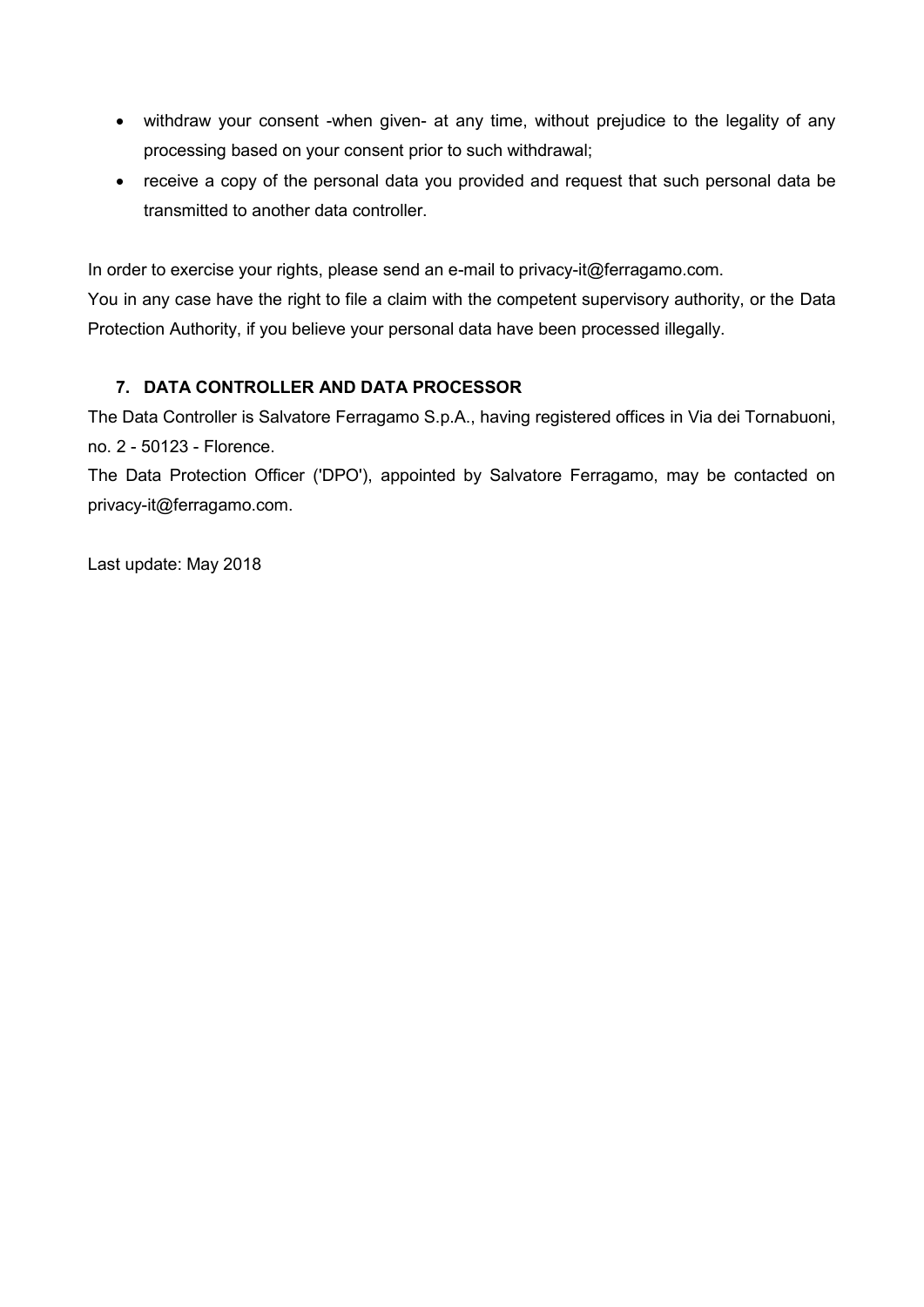- withdraw your consent -when given- at any time, without prejudice to the legality of any processing based on your consent prior to such withdrawal;
- receive a copy of the personal data you provided and request that such personal data be transmitted to another data controller.

In order to exercise your rights, please send an e-mail to privacy-it@ferragamo.com.

You in any case have the right to file a claim with the competent supervisory authority, or the Data Protection Authority, if you believe your personal data have been processed illegally.

## 7. DATA CONTROLLER AND DATA PROCESSOR

The Data Controller is Salvatore Ferragamo S.p.A., having registered offices in Via dei Tornabuoni, no. 2 - 50123 - Florence.

The Data Protection Officer ('DPO'), appointed by Salvatore Ferragamo, may be contacted on privacy-it@ferragamo.com.

Last update: May 2018